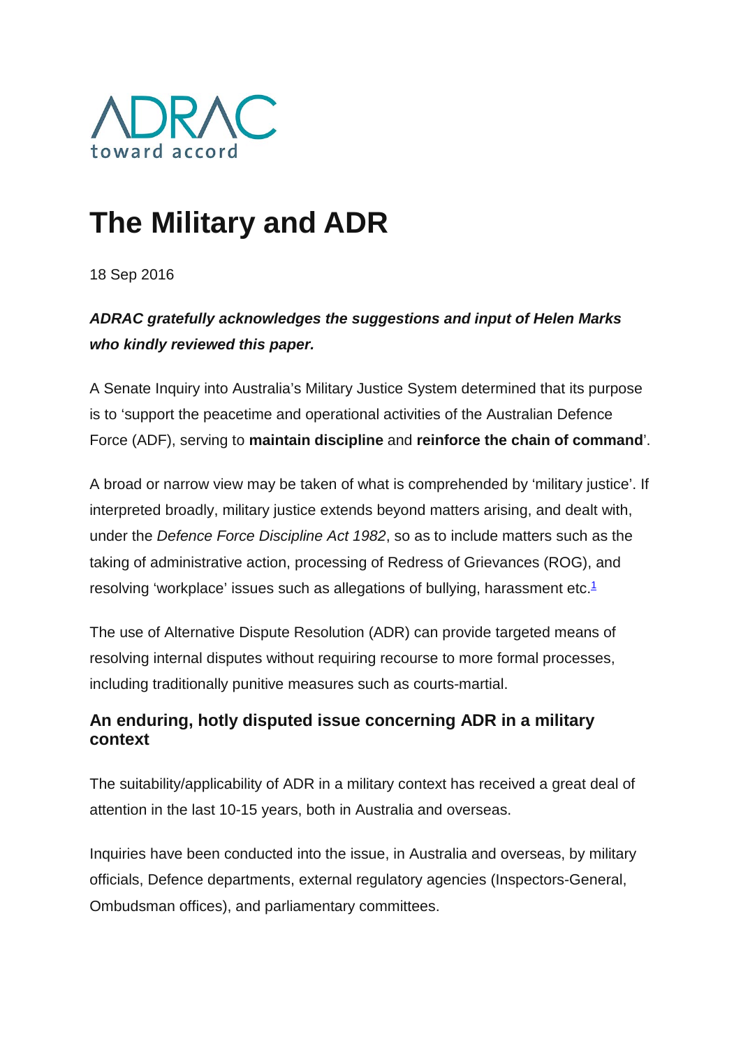ADRAC

toward accord

# The Military and ADR

18 Sep 2016

***ADRAC gratefully acknowledges the suggestions and input of Helen Marks who kindly reviewed this paper.***

A Senate Inquiry into Australia's Military Justice System determined that its purpose is to 'support the peacetime and operational activities of the Australian Defence Force (ADF), serving to **maintain discipline** and **reinforce the chain of command**'.

A broad or narrow view may be taken of what is comprehended by 'military justice'. If interpreted broadly, military justice extends beyond matters arising, and dealt with, under the *Defence Force Discipline Act 1982*, so as to include matters such as the taking of administrative action, processing of Redress of Grievances (ROG), and resolving 'workplace' issues such as allegations of bullying, harassment etc.[1]

The use of Alternative Dispute Resolution (ADR) can provide targeted means of resolving internal disputes without requiring recourse to more formal processes, including traditionally punitive measures such as courts-martial.

## An enduring, hotly disputed issue concerning ADR in a military context

The suitability/applicability of ADR in a military context has received a great deal of attention in the last 10-15 years, both in Australia and overseas.

Inquiries have been conducted into the issue, in Australia and overseas, by military officials, Defence departments, external regulatory agencies (Inspectors-General, Ombudsman offices), and parliamentary committees.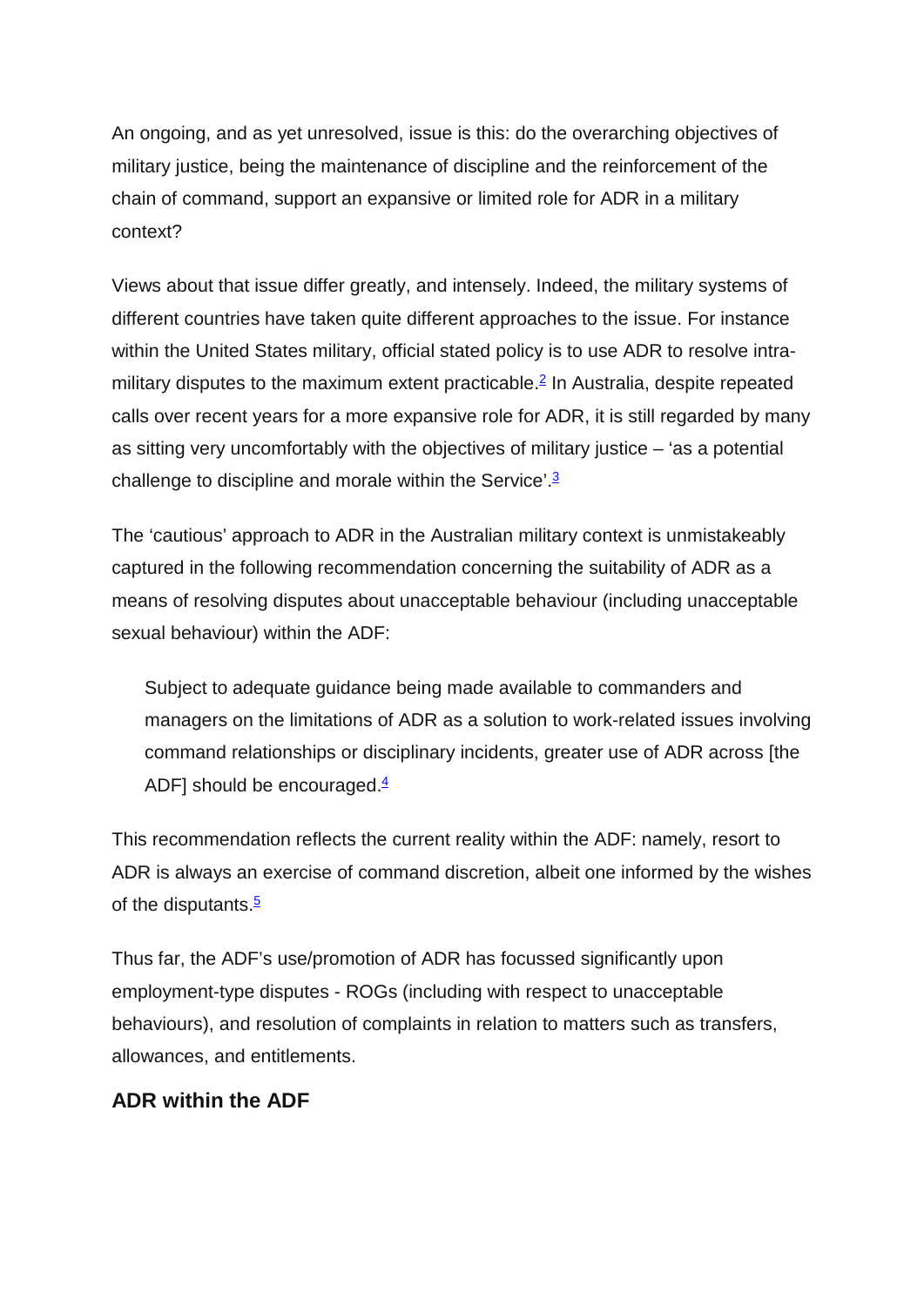An ongoing, and as yet unresolved, issue is this: do the overarching objectives of military justice, being the maintenance of discipline and the reinforcement of the chain of command, support an expansive or limited role for ADR in a military context?

Views about that issue differ greatly, and intensely. Indeed, the military systems of different countries have taken quite different approaches to the issue. For instance within the United States military, official stated policy is to use ADR to resolve intra-military disputes to the maximum extent practicable.[2] In Australia, despite repeated calls over recent years for a more expansive role for ADR, it is still regarded by many as sitting very uncomfortably with the objectives of military justice – 'as a potential challenge to discipline and morale within the Service'.[3]

The 'cautious' approach to ADR in the Australian military context is unmistakeably captured in the following recommendation concerning the suitability of ADR as a means of resolving disputes about unacceptable behaviour (including unacceptable sexual behaviour) within the ADF:

> Subject to adequate guidance being made available to commanders and managers on the limitations of ADR as a solution to work-related issues involving command relationships or disciplinary incidents, greater use of ADR across [the ADF] should be encouraged.[4]

This recommendation reflects the current reality within the ADF: namely, resort to ADR is always an exercise of command discretion, albeit one informed by the wishes of the disputants.[5]

Thus far, the ADF's use/promotion of ADR has focussed significantly upon employment-type disputes - ROGs (including with respect to unacceptable behaviours), and resolution of complaints in relation to matters such as transfers, allowances, and entitlements.

### ADR within the ADF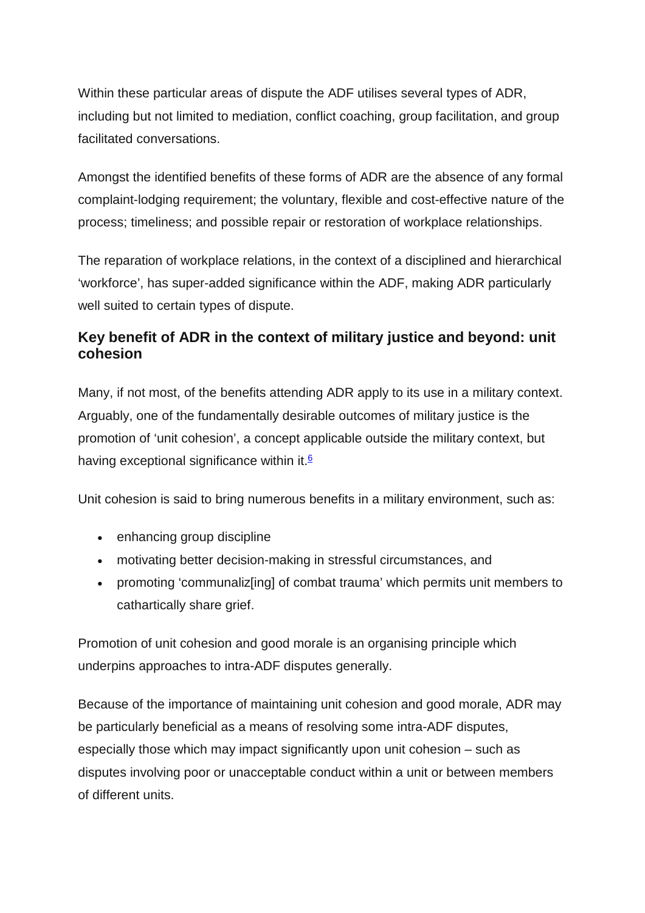Within these particular areas of dispute the ADF utilises several types of ADR, including but not limited to mediation, conflict coaching, group facilitation, and group facilitated conversations.

Amongst the identified benefits of these forms of ADR are the absence of any formal complaint-lodging requirement; the voluntary, flexible and cost-effective nature of the process; timeliness; and possible repair or restoration of workplace relationships.

The reparation of workplace relations, in the context of a disciplined and hierarchical 'workforce', has super-added significance within the ADF, making ADR particularly well suited to certain types of dispute.

### Key benefit of ADR in the context of military justice and beyond: unit cohesion

Many, if not most, of the benefits attending ADR apply to its use in a military context. Arguably, one of the fundamentally desirable outcomes of military justice is the promotion of 'unit cohesion', a concept applicable outside the military context, but having exceptional significance within it.[6]

Unit cohesion is said to bring numerous benefits in a military environment, such as:

- enhancing group discipline
- motivating better decision-making in stressful circumstances, and
- promoting 'communaliz[ing] of combat trauma' which permits unit members to cathartically share grief.

Promotion of unit cohesion and good morale is an organising principle which underpins approaches to intra-ADF disputes generally.

Because of the importance of maintaining unit cohesion and good morale, ADR may be particularly beneficial as a means of resolving some intra-ADF disputes, especially those which may impact significantly upon unit cohesion – such as disputes involving poor or unacceptable conduct within a unit or between members of different units.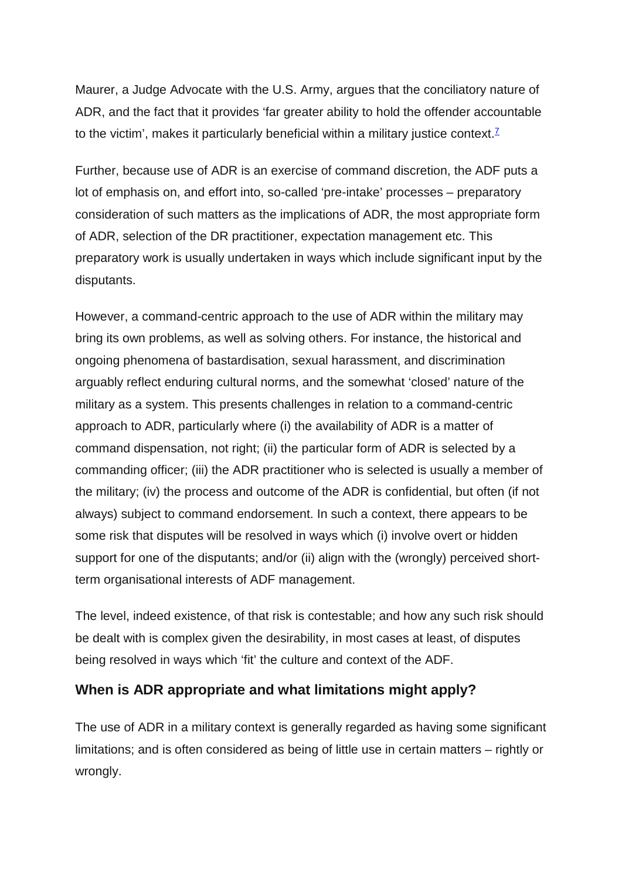Maurer, a Judge Advocate with the U.S. Army, argues that the conciliatory nature of ADR, and the fact that it provides 'far greater ability to hold the offender accountable to the victim', makes it particularly beneficial within a military justice context.[7]

Further, because use of ADR is an exercise of command discretion, the ADF puts a lot of emphasis on, and effort into, so-called 'pre-intake' processes – preparatory consideration of such matters as the implications of ADR, the most appropriate form of ADR, selection of the DR practitioner, expectation management etc. This preparatory work is usually undertaken in ways which include significant input by the disputants.

However, a command-centric approach to the use of ADR within the military may bring its own problems, as well as solving others. For instance, the historical and ongoing phenomena of bastardisation, sexual harassment, and discrimination arguably reflect enduring cultural norms, and the somewhat 'closed' nature of the military as a system. This presents challenges in relation to a command-centric approach to ADR, particularly where (i) the availability of ADR is a matter of command dispensation, not right; (ii) the particular form of ADR is selected by a commanding officer; (iii) the ADR practitioner who is selected is usually a member of the military; (iv) the process and outcome of the ADR is confidential, but often (if not always) subject to command endorsement. In such a context, there appears to be some risk that disputes will be resolved in ways which (i) involve overt or hidden support for one of the disputants; and/or (ii) align with the (wrongly) perceived short-term organisational interests of ADF management.

The level, indeed existence, of that risk is contestable; and how any such risk should be dealt with is complex given the desirability, in most cases at least, of disputes being resolved in ways which 'fit' the culture and context of the ADF.

## When is ADR appropriate and what limitations might apply?

The use of ADR in a military context is generally regarded as having some significant limitations; and is often considered as being of little use in certain matters – rightly or wrongly.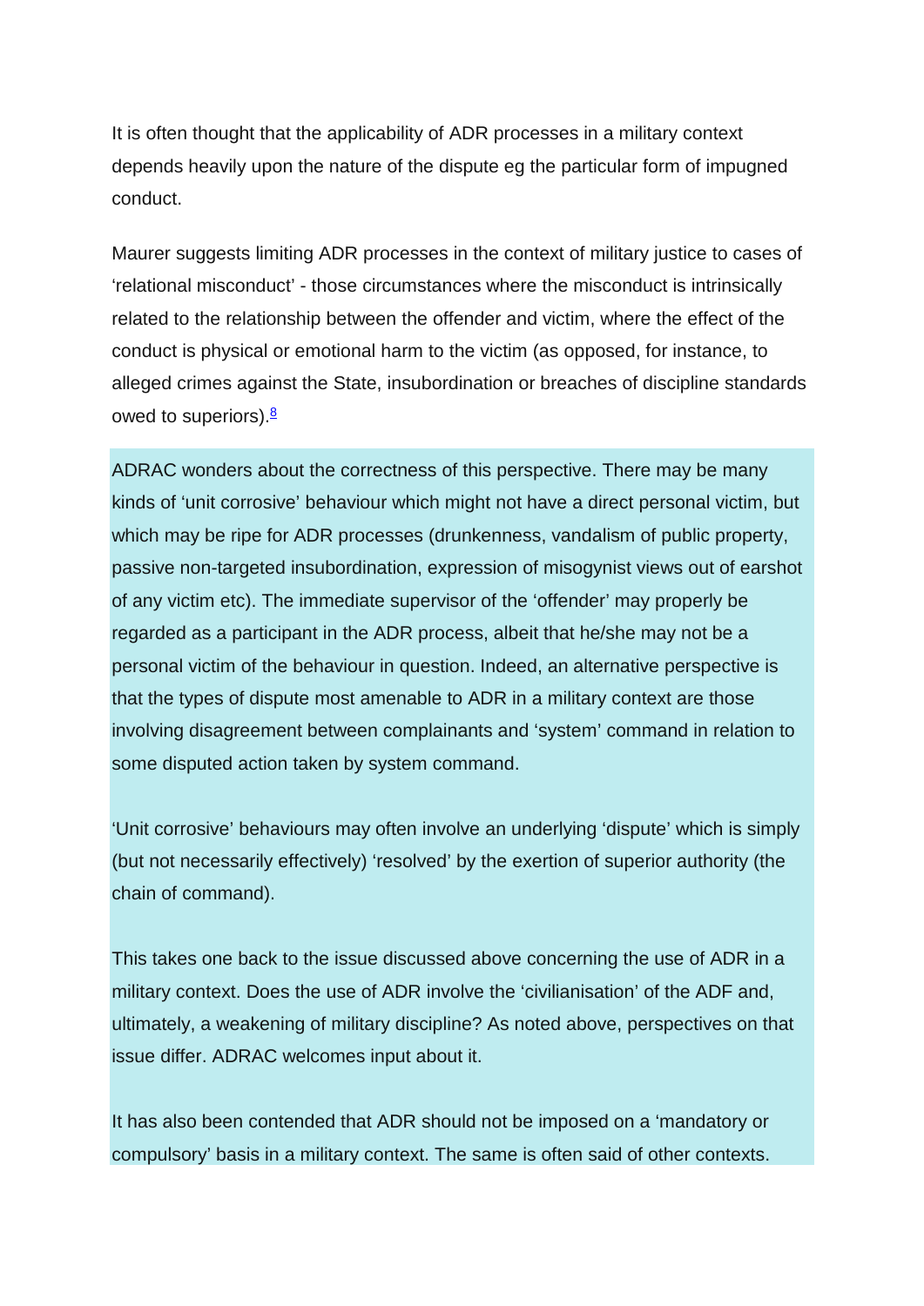It is often thought that the applicability of ADR processes in a military context depends heavily upon the nature of the dispute eg the particular form of impugned conduct.

Maurer suggests limiting ADR processes in the context of military justice to cases of 'relational misconduct' - those circumstances where the misconduct is intrinsically related to the relationship between the offender and victim, where the effect of the conduct is physical or emotional harm to the victim (as opposed, for instance, to alleged crimes against the State, insubordination or breaches of discipline standards owed to superiors).[8]

ADRAC wonders about the correctness of this perspective. There may be many kinds of 'unit corrosive' behaviour which might not have a direct personal victim, but which may be ripe for ADR processes (drunkenness, vandalism of public property, passive non-targeted insubordination, expression of misogynist views out of earshot of any victim etc). The immediate supervisor of the 'offender' may properly be regarded as a participant in the ADR process, albeit that he/she may not be a personal victim of the behaviour in question. Indeed, an alternative perspective is that the types of dispute most amenable to ADR in a military context are those involving disagreement between complainants and 'system' command in relation to some disputed action taken by system command.

'Unit corrosive' behaviours may often involve an underlying 'dispute' which is simply (but not necessarily effectively) 'resolved' by the exertion of superior authority (the chain of command).

This takes one back to the issue discussed above concerning the use of ADR in a military context. Does the use of ADR involve the 'civilianisation' of the ADF and, ultimately, a weakening of military discipline? As noted above, perspectives on that issue differ. ADRAC welcomes input about it.

It has also been contended that ADR should not be imposed on a 'mandatory or compulsory' basis in a military context. The same is often said of other contexts.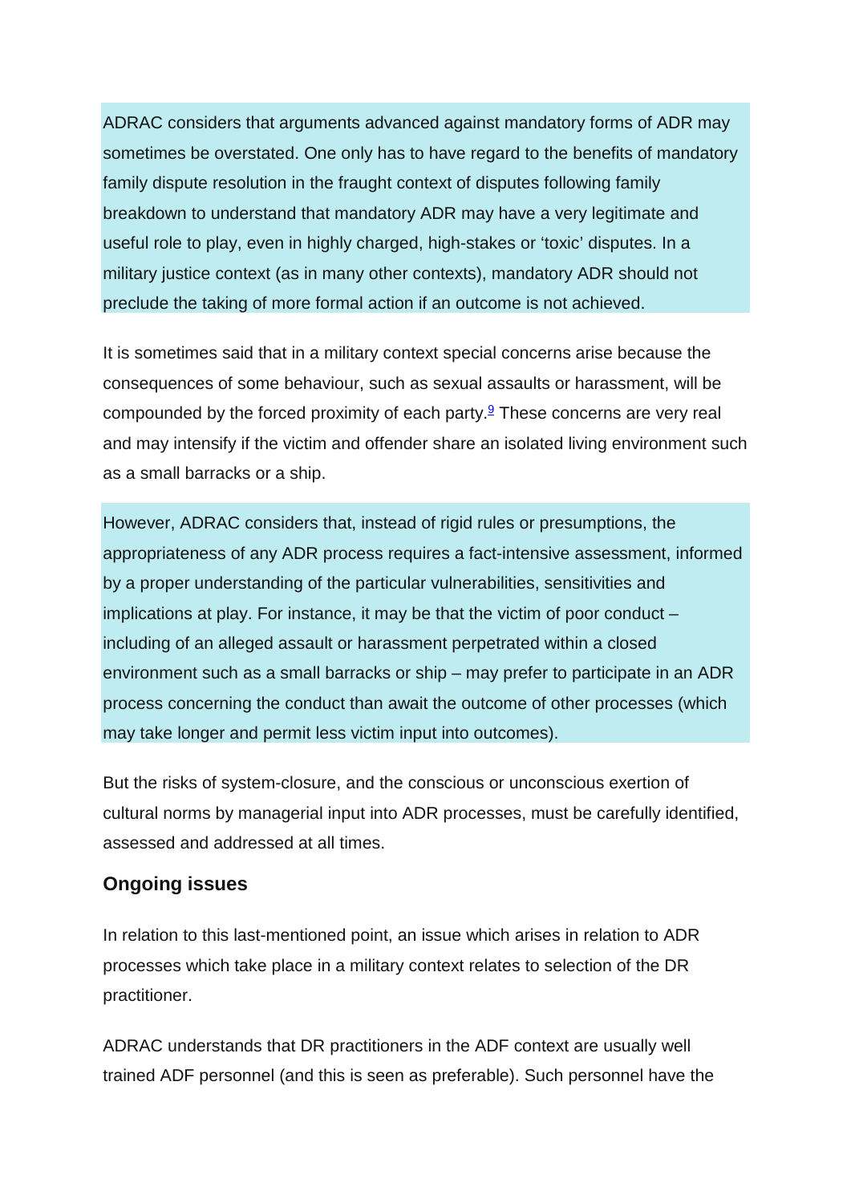ADRAC considers that arguments advanced against mandatory forms of ADR may sometimes be overstated. One only has to have regard to the benefits of mandatory family dispute resolution in the fraught context of disputes following family breakdown to understand that mandatory ADR may have a very legitimate and useful role to play, even in highly charged, high-stakes or 'toxic' disputes. In a military justice context (as in many other contexts), mandatory ADR should not preclude the taking of more formal action if an outcome is not achieved.

It is sometimes said that in a military context special concerns arise because the consequences of some behaviour, such as sexual assaults or harassment, will be compounded by the forced proximity of each party.[9] These concerns are very real and may intensify if the victim and offender share an isolated living environment such as a small barracks or a ship.

However, ADRAC considers that, instead of rigid rules or presumptions, the appropriateness of any ADR process requires a fact-intensive assessment, informed by a proper understanding of the particular vulnerabilities, sensitivities and implications at play. For instance, it may be that the victim of poor conduct – including of an alleged assault or harassment perpetrated within a closed environment such as a small barracks or ship – may prefer to participate in an ADR process concerning the conduct than await the outcome of other processes (which may take longer and permit less victim input into outcomes).

But the risks of system-closure, and the conscious or unconscious exertion of cultural norms by managerial input into ADR processes, must be carefully identified, assessed and addressed at all times.

### Ongoing issues

In relation to this last-mentioned point, an issue which arises in relation to ADR processes which take place in a military context relates to selection of the DR practitioner.

ADRAC understands that DR practitioners in the ADF context are usually well trained ADF personnel (and this is seen as preferable). Such personnel have the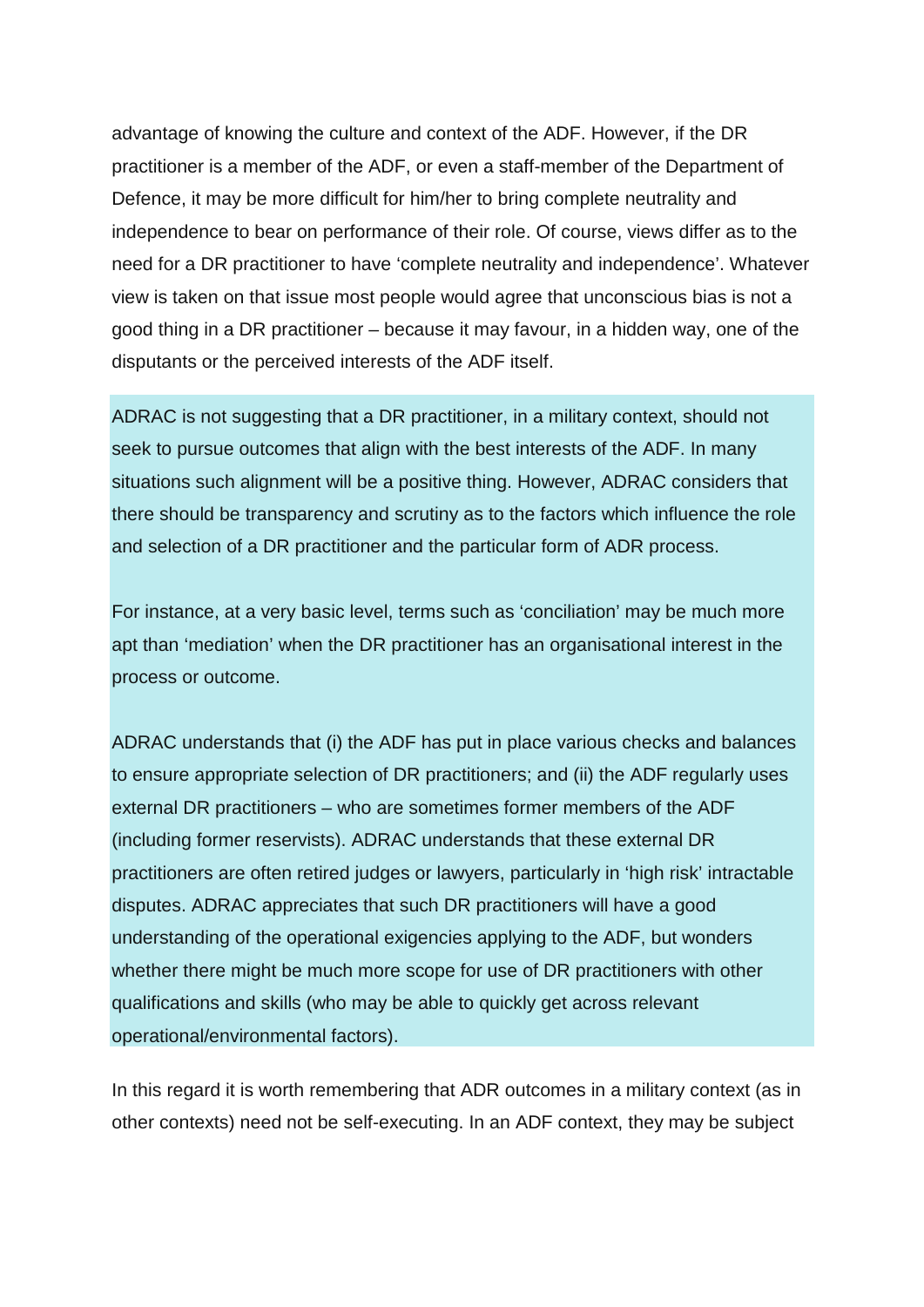advantage of knowing the culture and context of the ADF. However, if the DR practitioner is a member of the ADF, or even a staff-member of the Department of Defence, it may be more difficult for him/her to bring complete neutrality and independence to bear on performance of their role. Of course, views differ as to the need for a DR practitioner to have 'complete neutrality and independence'. Whatever view is taken on that issue most people would agree that unconscious bias is not a good thing in a DR practitioner – because it may favour, in a hidden way, one of the disputants or the perceived interests of the ADF itself.

ADRAC is not suggesting that a DR practitioner, in a military context, should not seek to pursue outcomes that align with the best interests of the ADF. In many situations such alignment will be a positive thing. However, ADRAC considers that there should be transparency and scrutiny as to the factors which influence the role and selection of a DR practitioner and the particular form of ADR process.

For instance, at a very basic level, terms such as 'conciliation' may be much more apt than 'mediation' when the DR practitioner has an organisational interest in the process or outcome.

ADRAC understands that (i) the ADF has put in place various checks and balances to ensure appropriate selection of DR practitioners; and (ii) the ADF regularly uses external DR practitioners – who are sometimes former members of the ADF (including former reservists). ADRAC understands that these external DR practitioners are often retired judges or lawyers, particularly in 'high risk' intractable disputes. ADRAC appreciates that such DR practitioners will have a good understanding of the operational exigencies applying to the ADF, but wonders whether there might be much more scope for use of DR practitioners with other qualifications and skills (who may be able to quickly get across relevant operational/environmental factors).

In this regard it is worth remembering that ADR outcomes in a military context (as in other contexts) need not be self-executing. In an ADF context, they may be subject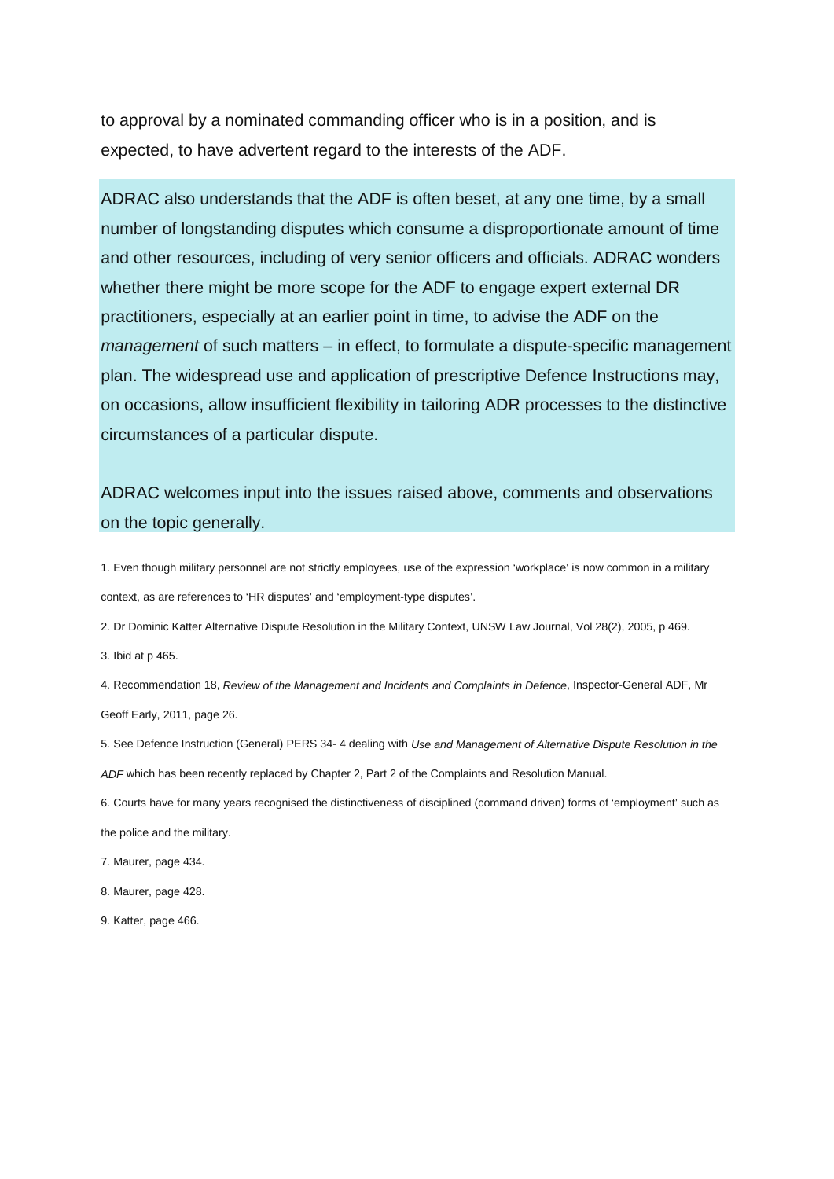to approval by a nominated commanding officer who is in a position, and is expected, to have advertent regard to the interests of the ADF.

ADRAC also understands that the ADF is often beset, at any one time, by a small number of longstanding disputes which consume a disproportionate amount of time and other resources, including of very senior officers and officials. ADRAC wonders whether there might be more scope for the ADF to engage expert external DR practitioners, especially at an earlier point in time, to advise the ADF on the *management* of such matters – in effect, to formulate a dispute-specific management plan. The widespread use and application of prescriptive Defence Instructions may, on occasions, allow insufficient flexibility in tailoring ADR processes to the distinctive circumstances of a particular dispute.

ADRAC welcomes input into the issues raised above, comments and observations on the topic generally.

1. Even though military personnel are not strictly employees, use of the expression 'workplace' is now common in a military context, as are references to 'HR disputes' and 'employment-type disputes'.

2. Dr Dominic Katter Alternative Dispute Resolution in the Military Context, UNSW Law Journal, Vol 28(2), 2005, p 469.

3. Ibid at p 465.

4. Recommendation 18, *Review of the Management and Incidents and Complaints in Defence*, Inspector-General ADF, Mr Geoff Early, 2011, page 26.

5. See Defence Instruction (General) PERS 34- 4 dealing with *Use and Management of Alternative Dispute Resolution in the ADF* which has been recently replaced by Chapter 2, Part 2 of the Complaints and Resolution Manual.

6. Courts have for many years recognised the distinctiveness of disciplined (command driven) forms of 'employment' such as the police and the military.

7. Maurer, page 434.

8. Maurer, page 428.

9. Katter, page 466.